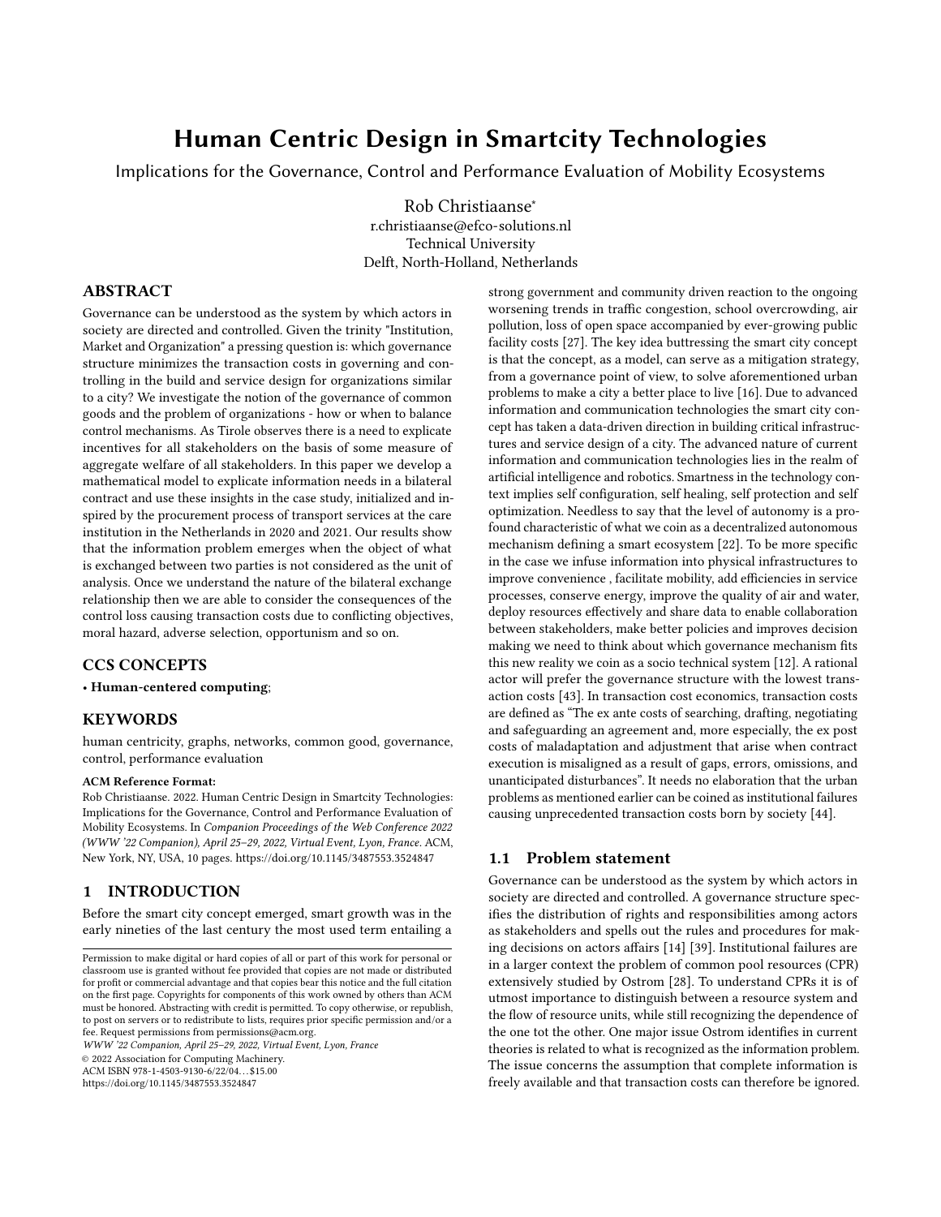# Human Centric Design in Smartcity Technologies

Implications for the Governance, Control and Performance Evaluation of Mobility Ecosystems

Rob Christiaanse*
r.christiaanse@efco-solutions.nl
Technical University
Delft, North-Holland, Netherlands

## ABSTRACT

Governance can be understood as the system by which actors in society are directed and controlled. Given the trinity "Institution, Market and Organization" a pressing question is: which governance structure minimizes the transaction costs in governing and controlling in the build and service design for organizations similar to a city? We investigate the notion of the governance of common goods and the problem of organizations - how or when to balance control mechanisms. As Tirole observes there is a need to explicate incentives for all stakeholders on the basis of some measure of aggregate welfare of all stakeholders. In this paper we develop a mathematical model to explicate information needs in a bilateral contract and use these insights in the case study, initialized and inspired by the procurement process of transport services at the care institution in the Netherlands in 2020 and 2021. Our results show that the information problem emerges when the object of what is exchanged between two parties is not considered as the unit of analysis. Once we understand the nature of the bilateral exchange relationship then we are able to consider the consequences of the control loss causing transaction costs due to conflicting objectives, moral hazard, adverse selection, opportunism and so on.

## CCS CONCEPTS

• **Human-centered computing**;

## KEYWORDS

human centricity, graphs, networks, common good, governance, control, performance evaluation

**ACM Reference Format:**

Rob Christiaanse. 2022. Human Centric Design in Smartcity Technologies: Implications for the Governance, Control and Performance Evaluation of Mobility Ecosystems. In *Companion Proceedings of the Web Conference 2022 (WWW '22 Companion), April 25–29, 2022, Virtual Event, Lyon, France.* ACM, New York, NY, USA, 10 pages. https://doi.org/10.1145/3487553.3524847

## 1 INTRODUCTION

Before the smart city concept emerged, smart growth was in the early nineties of the last century the most used term entailing a strong government and community driven reaction to the ongoing worsening trends in traffic congestion, school overcrowding, air pollution, loss of open space accompanied by ever-growing public facility costs [27]. The key idea buttressing the smart city concept is that the concept, as a model, can serve as a mitigation strategy, from a governance point of view, to solve aforementioned urban problems to make a city a better place to live [16]. Due to advanced information and communication technologies the smart city concept has taken a data-driven direction in building critical infrastructures and service design of a city. The advanced nature of current information and communication technologies lies in the realm of artificial intelligence and robotics. Smartness in the technology context implies self configuration, self healing, self protection and self optimization. Needless to say that the level of autonomy is a profound characteristic of what we coin as a decentralized autonomous mechanism defining a smart ecosystem [22]. To be more specific in the case we infuse information into physical infrastructures to improve convenience , facilitate mobility, add efficiencies in service processes, conserve energy, improve the quality of air and water, deploy resources effectively and share data to enable collaboration between stakeholders, make better policies and improves decision making we need to think about which governance mechanism fits this new reality we coin as a socio technical system [12]. A rational actor will prefer the governance structure with the lowest transaction costs [43]. In transaction cost economics, transaction costs are defined as "The ex ante costs of searching, drafting, negotiating and safeguarding an agreement and, more especially, the ex post costs of maladaptation and adjustment that arise when contract execution is misaligned as a result of gaps, errors, omissions, and unanticipated disturbances". It needs no elaboration that the urban problems as mentioned earlier can be coined as institutional failures causing unprecedented transaction costs born by society [44].

### 1.1 Problem statement

Governance can be understood as the system by which actors in society are directed and controlled. A governance structure specifies the distribution of rights and responsibilities among actors as stakeholders and spells out the rules and procedures for making decisions on actors affairs [14] [39]. Institutional failures are in a larger context the problem of common pool resources (CPR) extensively studied by Ostrom [28]. To understand CPRs it is of utmost importance to distinguish between a resource system and the flow of resource units, while still recognizing the dependence of the one tot the other. One major issue Ostrom identifies in current theories is related to what is recognized as the information problem. The issue concerns the assumption that complete information is freely available and that transaction costs can therefore be ignored.

Permission to make digital or hard copies of all or part of this work for personal or classroom use is granted without fee provided that copies are not made or distributed for profit or commercial advantage and that copies bear this notice and the full citation on the first page. Copyrights for components of this work owned by others than ACM must be honored. Abstracting with credit is permitted. To copy otherwise, or republish, to post on servers or to redistribute to lists, requires prior specific permission and/or a fee. Request permissions from permissions@acm.org.

*WWW '22 Companion, April 25–29, 2022, Virtual Event, Lyon, France*
© 2022 Association for Computing Machinery.
ACM ISBN 978-1-4503-9130-6/22/04…$15.00
https://doi.org/10.1145/3487553.3524847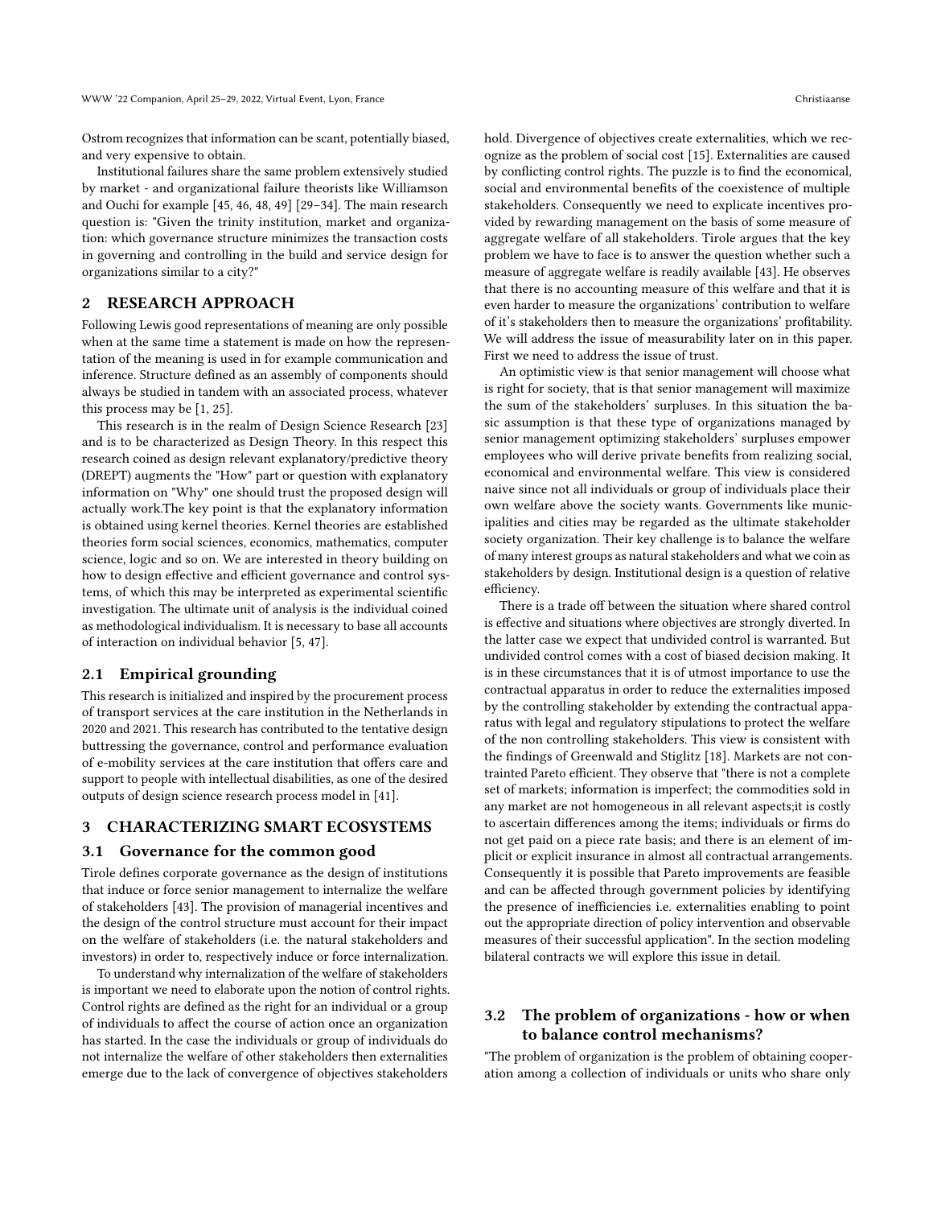Ostrom recognizes that information can be scant, potentially biased, and very expensive to obtain.

Institutional failures share the same problem extensively studied by market - and organizational failure theorists like Williamson and Ouchi for example [45, 46, 48, 49] [29–34]. The main research question is: "Given the trinity institution, market and organization: which governance structure minimizes the transaction costs in governing and controlling in the build and service design for organizations similar to a city?"

## 2 RESEARCH APPROACH

Following Lewis good representations of meaning are only possible when at the same time a statement is made on how the representation of the meaning is used in for example communication and inference. Structure defined as an assembly of components should always be studied in tandem with an associated process, whatever this process may be [1, 25].

This research is in the realm of Design Science Research [23] and is to be characterized as Design Theory. In this respect this research coined as design relevant explanatory/predictive theory (DREPT) augments the "How" part or question with explanatory information on "Why" one should trust the proposed design will actually work.The key point is that the explanatory information is obtained using kernel theories. Kernel theories are established theories form social sciences, economics, mathematics, computer science, logic and so on. We are interested in theory building on how to design effective and efficient governance and control systems, of which this may be interpreted as experimental scientific investigation. The ultimate unit of analysis is the individual coined as methodological individualism. It is necessary to base all accounts of interaction on individual behavior [5, 47].

### 2.1 Empirical grounding

This research is initialized and inspired by the procurement process of transport services at the care institution in the Netherlands in 2020 and 2021. This research has contributed to the tentative design buttressing the governance, control and performance evaluation of e-mobility services at the care institution that offers care and support to people with intellectual disabilities, as one of the desired outputs of design science research process model in [41].

## 3 CHARACTERIZING SMART ECOSYSTEMS

### 3.1 Governance for the common good

Tirole defines corporate governance as the design of institutions that induce or force senior management to internalize the welfare of stakeholders [43]. The provision of managerial incentives and the design of the control structure must account for their impact on the welfare of stakeholders (i.e. the natural stakeholders and investors) in order to, respectively induce or force internalization.

To understand why internalization of the welfare of stakeholders is important we need to elaborate upon the notion of control rights. Control rights are defined as the right for an individual or a group of individuals to affect the course of action once an organization has started. In the case the individuals or group of individuals do not internalize the welfare of other stakeholders then externalities emerge due to the lack of convergence of objectives stakeholders hold. Divergence of objectives create externalities, which we recognize as the problem of social cost [15]. Externalities are caused by conflicting control rights. The puzzle is to find the economical, social and environmental benefits of the coexistence of multiple stakeholders. Consequently we need to explicate incentives provided by rewarding management on the basis of some measure of aggregate welfare of all stakeholders. Tirole argues that the key problem we have to face is to answer the question whether such a measure of aggregate welfare is readily available [43]. He observes that there is no accounting measure of this welfare and that it is even harder to measure the organizations' contribution to welfare of it's stakeholders then to measure the organizations' profitability. We will address the issue of measurability later on in this paper. First we need to address the issue of trust.

An optimistic view is that senior management will choose what is right for society, that is that senior management will maximize the sum of the stakeholders' surpluses. In this situation the basic assumption is that these type of organizations managed by senior management optimizing stakeholders' surpluses empower employees who will derive private benefits from realizing social, economical and environmental welfare. This view is considered naive since not all individuals or group of individuals place their own welfare above the society wants. Governments like municipalities and cities may be regarded as the ultimate stakeholder society organization. Their key challenge is to balance the welfare of many interest groups as natural stakeholders and what we coin as stakeholders by design. Institutional design is a question of relative efficiency.

There is a trade off between the situation where shared control is effective and situations where objectives are strongly diverted. In the latter case we expect that undivided control is warranted. But undivided control comes with a cost of biased decision making. It is in these circumstances that it is of utmost importance to use the contractual apparatus in order to reduce the externalities imposed by the controlling stakeholder by extending the contractual apparatus with legal and regulatory stipulations to protect the welfare of the non controlling stakeholders. This view is consistent with the findings of Greenwald and Stiglitz [18]. Markets are not contrainted Pareto efficient. They observe that "there is not a complete set of markets; information is imperfect; the commodities sold in any market are not homogeneous in all relevant aspects;it is costly to ascertain differences among the items; individuals or firms do not get paid on a piece rate basis; and there is an element of implicit or explicit insurance in almost all contractual arrangements. Consequently it is possible that Pareto improvements are feasible and can be affected through government policies by identifying the presence of inefficiencies i.e. externalities enabling to point out the appropriate direction of policy intervention and observable measures of their successful application". In the section modeling bilateral contracts we will explore this issue in detail.

### 3.2 The problem of organizations - how or when to balance control mechanisms?

"The problem of organization is the problem of obtaining cooperation among a collection of individuals or units who share only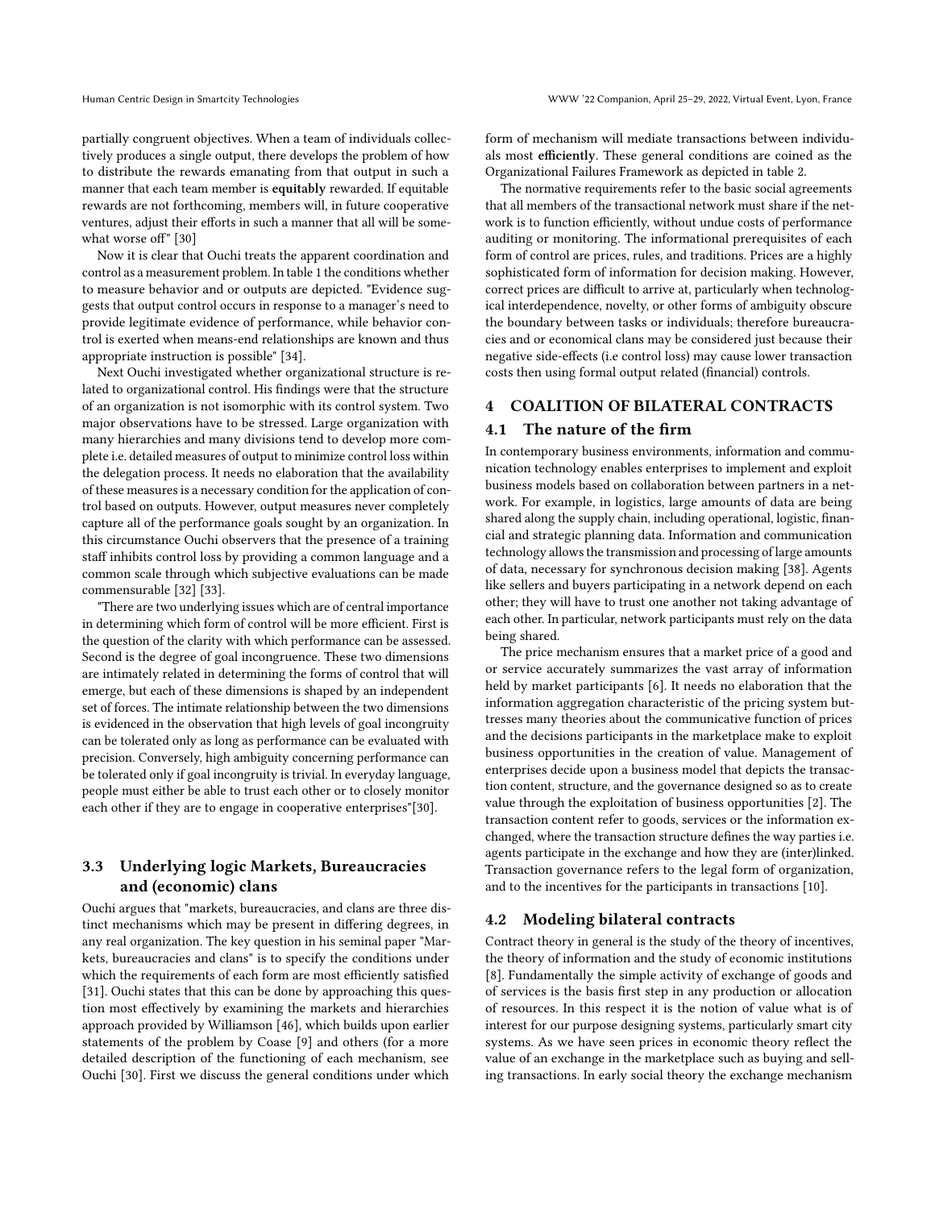partially congruent objectives. When a team of individuals collectively produces a single output, there develops the problem of how to distribute the rewards emanating from that output in such a manner that each team member is **equitably** rewarded. If equitable rewards are not forthcoming, members will, in future cooperative ventures, adjust their efforts in such a manner that all will be somewhat worse off" [30]

Now it is clear that Ouchi treats the apparent coordination and control as a measurement problem. In table 1 the conditions whether to measure behavior and or outputs are depicted. "Evidence suggests that output control occurs in response to a manager's need to provide legitimate evidence of performance, while behavior control is exerted when means-end relationships are known and thus appropriate instruction is possible" [34].

Next Ouchi investigated whether organizational structure is related to organizational control. His findings were that the structure of an organization is not isomorphic with its control system. Two major observations have to be stressed. Large organization with many hierarchies and many divisions tend to develop more complete i.e. detailed measures of output to minimize control loss within the delegation process. It needs no elaboration that the availability of these measures is a necessary condition for the application of control based on outputs. However, output measures never completely capture all of the performance goals sought by an organization. In this circumstance Ouchi observers that the presence of a training staff inhibits control loss by providing a common language and a common scale through which subjective evaluations can be made commensurable [32] [33].

"There are two underlying issues which are of central importance in determining which form of control will be more efficient. First is the question of the clarity with which performance can be assessed. Second is the degree of goal incongruence. These two dimensions are intimately related in determining the forms of control that will emerge, but each of these dimensions is shaped by an independent set of forces. The intimate relationship between the two dimensions is evidenced in the observation that high levels of goal incongruity can be tolerated only as long as performance can be evaluated with precision. Conversely, high ambiguity concerning performance can be tolerated only if goal incongruity is trivial. In everyday language, people must either be able to trust each other or to closely monitor each other if they are to engage in cooperative enterprises"[30].

### 3.3 Underlying logic Markets, Bureaucracies and (economic) clans

Ouchi argues that "markets, bureaucracies, and clans are three distinct mechanisms which may be present in differing degrees, in any real organization. The key question in his seminal paper "Markets, bureaucracies and clans" is to specify the conditions under which the requirements of each form are most efficiently satisfied [31]. Ouchi states that this can be done by approaching this question most effectively by examining the markets and hierarchies approach provided by Williamson [46], which builds upon earlier statements of the problem by Coase [9] and others (for a more detailed description of the functioning of each mechanism, see Ouchi [30]. First we discuss the general conditions under which form of mechanism will mediate transactions between individuals most **efficiently**. These general conditions are coined as the Organizational Failures Framework as depicted in table 2.

The normative requirements refer to the basic social agreements that all members of the transactional network must share if the network is to function efficiently, without undue costs of performance auditing or monitoring. The informational prerequisites of each form of control are prices, rules, and traditions. Prices are a highly sophisticated form of information for decision making. However, correct prices are difficult to arrive at, particularly when technological interdependence, novelty, or other forms of ambiguity obscure the boundary between tasks or individuals; therefore bureaucracies and or economical clans may be considered just because their negative side-effects (i.e control loss) may cause lower transaction costs then using formal output related (financial) controls.

## 4 COALITION OF BILATERAL CONTRACTS

### 4.1 The nature of the firm

In contemporary business environments, information and communication technology enables enterprises to implement and exploit business models based on collaboration between partners in a network. For example, in logistics, large amounts of data are being shared along the supply chain, including operational, logistic, financial and strategic planning data. Information and communication technology allows the transmission and processing of large amounts of data, necessary for synchronous decision making [38]. Agents like sellers and buyers participating in a network depend on each other; they will have to trust one another not taking advantage of each other. In particular, network participants must rely on the data being shared.

The price mechanism ensures that a market price of a good and or service accurately summarizes the vast array of information held by market participants [6]. It needs no elaboration that the information aggregation characteristic of the pricing system buttresses many theories about the communicative function of prices and the decisions participants in the marketplace make to exploit business opportunities in the creation of value. Management of enterprises decide upon a business model that depicts the transaction content, structure, and the governance designed so as to create value through the exploitation of business opportunities [2]. The transaction content refer to goods, services or the information exchanged, where the transaction structure defines the way parties i.e. agents participate in the exchange and how they are (inter)linked. Transaction governance refers to the legal form of organization, and to the incentives for the participants in transactions [10].

### 4.2 Modeling bilateral contracts

Contract theory in general is the study of the theory of incentives, the theory of information and the study of economic institutions [8]. Fundamentally the simple activity of exchange of goods and of services is the basis first step in any production or allocation of resources. In this respect it is the notion of value what is of interest for our purpose designing systems, particularly smart city systems. As we have seen prices in economic theory reflect the value of an exchange in the marketplace such as buying and selling transactions. In early social theory the exchange mechanism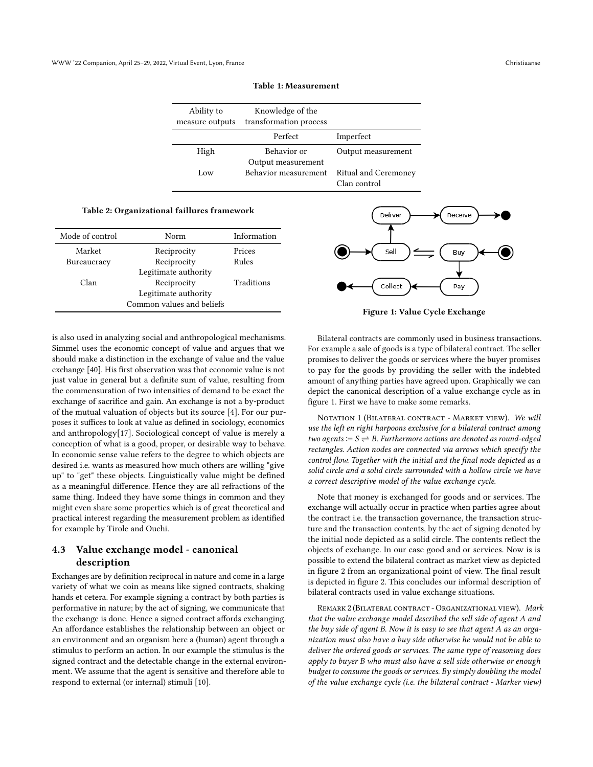**Table 1: Measurement**

| Ability to measure outputs | Knowledge of the transformation process | |
|---|---|---|
| | Perfect | Imperfect |
| High | Behavior or Output measurement | Output measurement |
| Low | Behavior measurement | Ritual and Ceremony Clan control |

**Table 2: Organizational faillures framework**

| Mode of control | Norm | Information |
|---|---|---|
| Market | Reciprocity | Prices |
| Bureaucracy | Reciprocity<br>Legitimate authority | Rules |
| Clan | Reciprocity<br>Legitimate authority<br>Common values and beliefs | Traditions |

is also used in analyzing social and anthropological mechanisms. Simmel uses the economic concept of value and argues that we should make a distinction in the exchange of value and the value exchange [40]. His first observation was that economic value is not just value in general but a definite sum of value, resulting from the commensuration of two intensities of demand to be exact the exchange of sacrifice and gain. An exchange is not a by-product of the mutual valuation of objects but its source [4]. For our purposes it suffices to look at value as defined in sociology, economics and anthropology[17]. Sociological concept of value is merely a conception of what is a good, proper, or desirable way to behave. In economic sense value refers to the degree to which objects are desired i.e. wants as measured how much others are willing "give up" to "get" these objects. Linguistically value might be defined as a meaningful difference. Hence they are all refractions of the same thing. Indeed they have some things in common and they might even share some properties which is of great theoretical and practical interest regarding the measurement problem as identified for example by Tirole and Ouchi.

## 4.3 Value exchange model - canonical description

Exchanges are by definition reciprocal in nature and come in a large variety of what we coin as means like signed contracts, shaking hands et cetera. For example signing a contract by both parties is performative in nature; by the act of signing, we communicate that the exchange is done. Hence a signed contract affords exchanging. An affordance establishes the relationship between an object or an environment and an organism here a (human) agent through a stimulus to perform an action. In our example the stimulus is the signed contract and the detectable change in the external environment. We assume that the agent is sensitive and therefore able to respond to external (or internal) stimuli [10].

Figure 1: Value Cycle Exchange

Bilateral contracts are commonly used in business transactions. For example a sale of goods is a type of bilateral contract. The seller promises to deliver the goods or services where the buyer promises to pay for the goods by providing the seller with the indebted amount of anything parties have agreed upon. Graphically we can depict the canonical description of a value exchange cycle as in figure 1. First we have to make some remarks.

Notation 1 (Bilateral contract - Market view). *We will use the left en right harpoons exclusive for a bilateral contract among two agents* $:= S \rightleftharpoons B$. *Furthermore actions are denoted as round-edged rectangles. Action nodes are connected via arrows which specify the control flow. Together with the initial and the final node depicted as a solid circle and a solid circle surrounded with a hollow circle we have a correct descriptive model of the value exchange cycle.*

Note that money is exchanged for goods and or services. The exchange will actually occur in practice when parties agree about the contract i.e. the transaction governance, the transaction structure and the transaction contents, by the act of signing denoted by the initial node depicted as a solid circle. The contents reflect the objects of exchange. In our case good and or services. Now is is possible to extend the bilateral contract as market view as depicted in figure 2 from an organizational point of view. The final result is depicted in figure 2. This concludes our informal description of bilateral contracts used in value exchange situations.

Remark 2 (Bilateral contract - Organizational view). *Mark that the value exchange model described the sell side of agent A and the buy side of agent B. Now it is easy to see that agent A as an organization must also have a buy side otherwise he would not be able to deliver the ordered goods or services. The same type of reasoning does apply to buyer B who must also have a sell side otherwise or enough budget to consume the goods or services. By simply doubling the model of the value exchange cycle (i.e. the bilateral contract - Marker view)*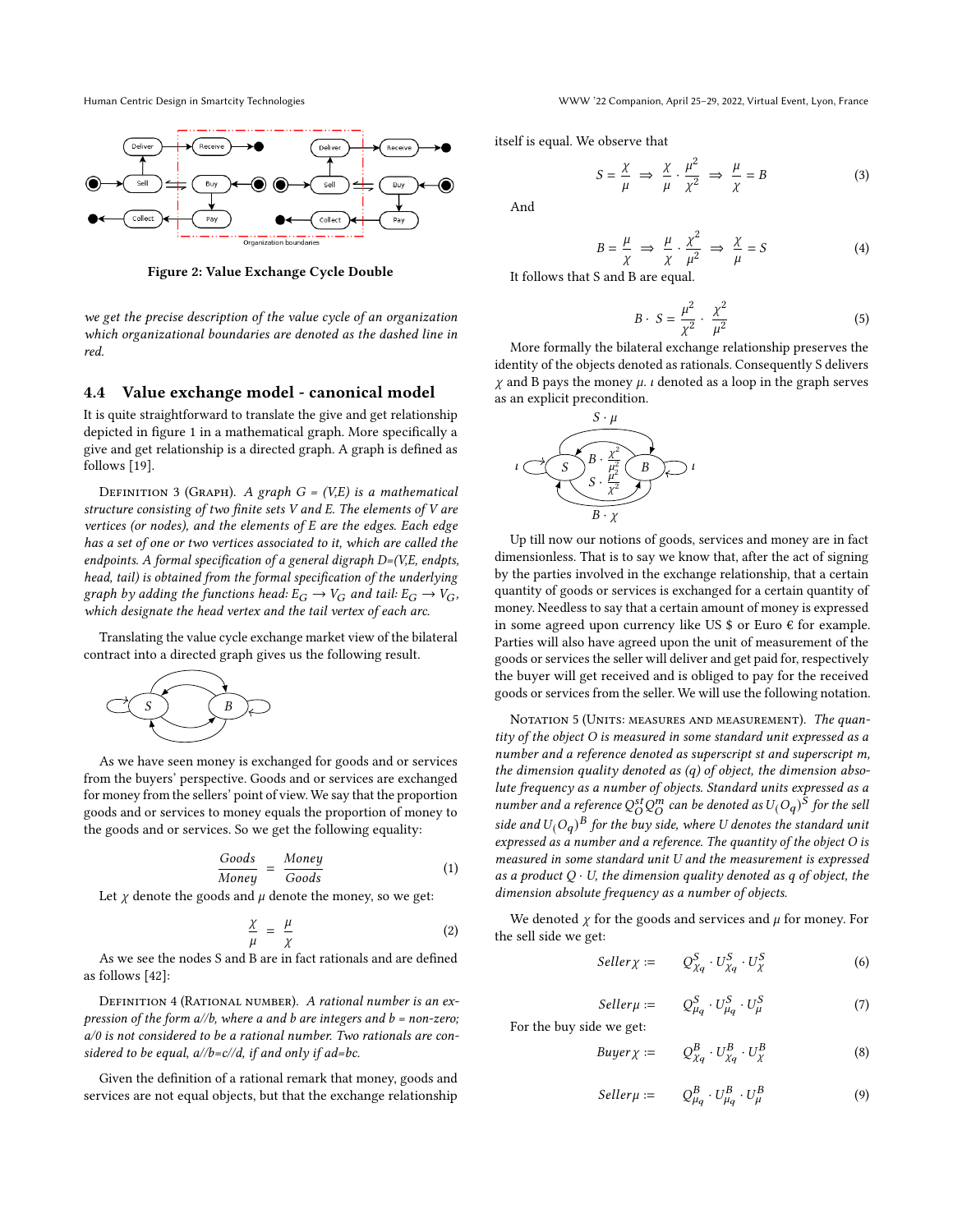Figure 2: Value Exchange Cycle Double

*we get the precise description of the value cycle of an organization which organizational boundaries are denoted as the dashed line in red.*

### 4.4 Value exchange model - canonical model

It is quite straightforward to translate the give and get relationship depicted in figure 1 in a mathematical graph. More specifically a give and get relationship is a directed graph. A graph is defined as follows [19].

Definition 3 (Graph). *A graph G = (V,E) is a mathematical structure consisting of two finite sets V and E. The elements of V are vertices (or nodes), and the elements of E are the edges. Each edge has a set of one or two vertices associated to it, which are called the endpoints. A formal specification of a general digraph D=(V,E, endpts, head, tail) is obtained from the formal specification of the underlying graph by adding the functions head: $E_G \rightarrow V_G$ and tail: $E_G \rightarrow V_G$, which designate the head vertex and the tail vertex of each arc.*

Translating the value cycle exchange market view of the bilateral contract into a directed graph gives us the following result.

As we have seen money is exchanged for goods and or services from the buyers' perspective. Goods and or services are exchanged for money from the sellers' point of view. We say that the proportion goods and or services to money equals the proportion of money to the goods and or services. So we get the following equality:

$$\frac{Goods}{Money} = \frac{Money}{Goods} \tag{1}$$

Let $\chi$ denote the goods and $\mu$ denote the money, so we get:

$$\frac{\chi}{\mu} = \frac{\mu}{\chi} \tag{2}$$

As we see the nodes S and B are in fact rationals and are defined as follows [42]:

Definition 4 (Rational number). *A rational number is an expression of the form a//b, where a and b are integers and b = non-zero; a/0 is not considered to be a rational number. Two rationals are considered to be equal, a//b=c//d, if and only if ad=bc.*

Given the definition of a rational remark that money, goods and services are not equal objects, but that the exchange relationship itself is equal. We observe that

$$S = \frac{\chi}{\mu} \Rightarrow \frac{\chi}{\mu} \cdot \frac{\mu^2}{\chi^2} \Rightarrow \frac{\mu}{\chi} = B \tag{3}$$

And

$$B = \frac{\mu}{\chi} \Rightarrow \frac{\mu}{\chi} \cdot \frac{\chi^2}{\mu^2} \Rightarrow \frac{\chi}{\mu} = S \tag{4}$$

It follows that S and B are equal.

$$B \cdot S = \frac{\mu^2}{\chi^2} \cdot \frac{\chi^2}{\mu^2} \tag{5}$$

More formally the bilateral exchange relationship preserves the identity of the objects denoted as rationals. Consequently S delivers $\chi$ and B pays the money $\mu$. $\iota$ denoted as a loop in the graph serves as an explicit precondition.

Up till now our notions of goods, services and money are in fact dimensionless. That is to say we know that, after the act of signing by the parties involved in the exchange relationship, that a certain quantity of goods or services is exchanged for a certain quantity of money. Needless to say that a certain amount of money is expressed in some agreed upon currency like US \$ or Euro € for example. Parties will also have agreed upon the unit of measurement of the goods or services the seller will deliver and get paid for, respectively the buyer will get received and is obliged to pay for the received goods or services from the seller. We will use the following notation.

Notation 5 (Units: measures and measurement). *The quantity of the object O is measured in some standard unit expressed as a number and a reference denoted as superscript st and superscript m, the dimension quality denoted as (q) of object, the dimension absolute frequency as a number of objects. Standard units expressed as a number and a reference $Q_O^{st} Q_O^m$ can be denoted as $U_(O_q)^S$ for the sell side and $U_(O_q)^B$ for the buy side, where U denotes the standard unit expressed as a number and a reference. The quantity of the object O is measured in some standard unit U and the measurement is expressed as a product $Q \cdot U$, the dimension quality denoted as q of object, the dimension absolute frequency as a number of objects.*

We denoted $\chi$ for the goods and services and $\mu$ for money. For the sell side we get:

$$Seller\chi := \quad Q^S_{\chi_q} \cdot U^S_{\chi_q} \cdot U^S_{\chi} \tag{6}$$

$$Seller\mu := \quad Q^S_{\mu_q} \cdot U^S_{\mu_q} \cdot U^S_{\mu} \tag{7}$$

For the buy side we get:

$$Buyer\chi := \quad Q^B_{\chi_q} \cdot U^B_{\chi_q} \cdot U^B_{\chi} \tag{8}$$

$$Seller\mu := \quad Q^B_{\mu_q} \cdot U^B_{\mu_q} \cdot U^B_{\mu} \tag{9}$$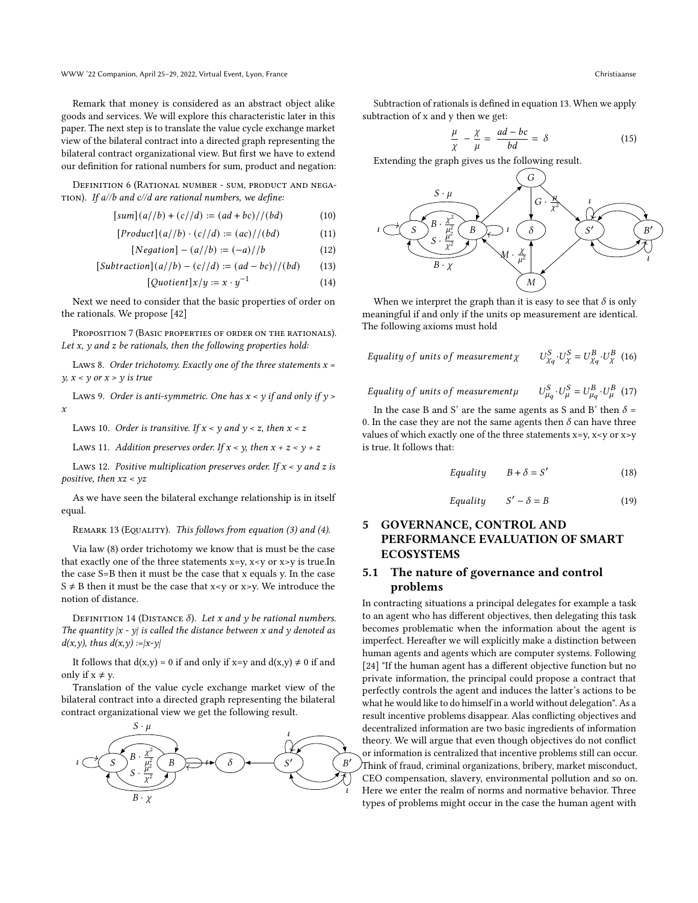Remark that money is considered as an abstract object alike goods and services. We will explore this characteristic later in this paper. The next step is to translate the value cycle exchange market view of the bilateral contract into a directed graph representing the bilateral contract organizational view. But first we have to extend our definition for rational numbers for sum, product and negation:

Definition 6 (Rational number - sum, product and negation). *If a//b and c//d are rational numbers, we define:*

$$[sum](a//b) + (c//d) := (ad + bc)//(bd) \tag{10}$$

$$[Product](a//b) \cdot (c//d) := (ac)//(bd) \tag{11}$$

$$[Negation] - (a//b) := (-a)//b \tag{12}$$

$$[Subtraction](a//b) - (c//d) := (ad - bc)//(bd) \tag{13}$$

$$[Quotient]x/y := x \cdot y^{-1} \tag{14}$$

Next we need to consider that the basic properties of order on the rationals. We propose [42]

Proposition 7 (Basic properties of order on the rationals). *Let x, y and z be rationals, then the following properties hold:*

Laws 8. *Order trichotomy. Exactly one of the three statements x = y, x < y or x > y is true*

Laws 9. *Order is anti-symmetric. One has x < y if and only if y > x*

Laws 10. *Order is transitive. If x < y and y < z, then x < z*

Laws 11. *Addition preserves order. If x < y, then x + z < y + z*

Laws 12. *Positive multiplication preserves order. If x < y and z is positive, then xz < yz*

As we have seen the bilateral exchange relationship is in itself equal.

Remark 13 (Equality). *This follows from equation (3) and (4).*

Via law (8) order trichotomy we know that is must be the case that exactly one of the three statements x=y, x<y or x>y is true.In the case S=B then it must be the case that x equals y. In the case S ≠ B then it must be the case that x<y or x>y. We introduce the notion of distance.

Definition 14 (Distance $\delta$). *Let x and y be rational numbers. The quantity |x - y| is called the distance between x and y denoted as d(x,y), thus d(x,y) :=|x-y|*

It follows that d(x,y) = 0 if and only if x=y and d(x,y) ≠ 0 if and only if x ≠ y.

Translation of the value cycle exchange market view of the bilateral contract into a directed graph representing the bilateral contract organizational view we get the following result.

Subtraction of rationals is defined in equation 13. When we apply subtraction of x and y then we get:

$$\frac{\mu}{\chi} - \frac{\chi}{\mu} = \frac{ad - bc}{bd} = \delta \tag{15}$$

Extending the graph gives us the following result.

When we interpret the graph than it is easy to see that $\delta$ is only meaningful if and only if the units op measurement are identical. The following axioms must hold

$$Equality\ of\ units\ of\ measurement\chi \qquad U^S_{\chi q} \cdot U^S_{\chi} = U^B_{\chi q} \cdot U^B_{\chi} \tag{16}$$

$$Equality\ of\ units\ of\ measurement\mu \qquad U^S_{\mu q} \cdot U^S_{\mu} = U^B_{\mu q} \cdot U^B_{\mu} \tag{17}$$

In the case B and S' are the same agents as S and B' then $\delta$ = 0. In the case they are not the same agents then $\delta$ can have three values of which exactly one of the three statements x=y, x<y or x>y is true. It follows that:

$$Equality \qquad B + \delta = S' \tag{18}$$

$$Equality \qquad S' - \delta = B \tag{19}$$

## 5 GOVERNANCE, CONTROL AND PERFORMANCE EVALUATION OF SMART ECOSYSTEMS

### 5.1 The nature of governance and control problems

In contracting situations a principal delegates for example a task to an agent who has different objectives, then delegating this task becomes problematic when the information about the agent is imperfect. Hereafter we will explicitly make a distinction between human agents and agents which are computer systems. Following [24] "If the human agent has a different objective function but no private information, the principal could propose a contract that perfectly controls the agent and induces the latter's actions to be what he would like to do himself in a world without delegation". As a result incentive problems disappear. Alas conflicting objectives and decentralized information are two basic ingredients of information theory. We will argue that even though objectives do not conflict or information is centralized that incentive problems still can occur. Think of fraud, criminal organizations, bribery, market misconduct, CEO compensation, slavery, environmental pollution and so on. Here we enter the realm of norms and normative behavior. Three types of problems might occur in the case the human agent with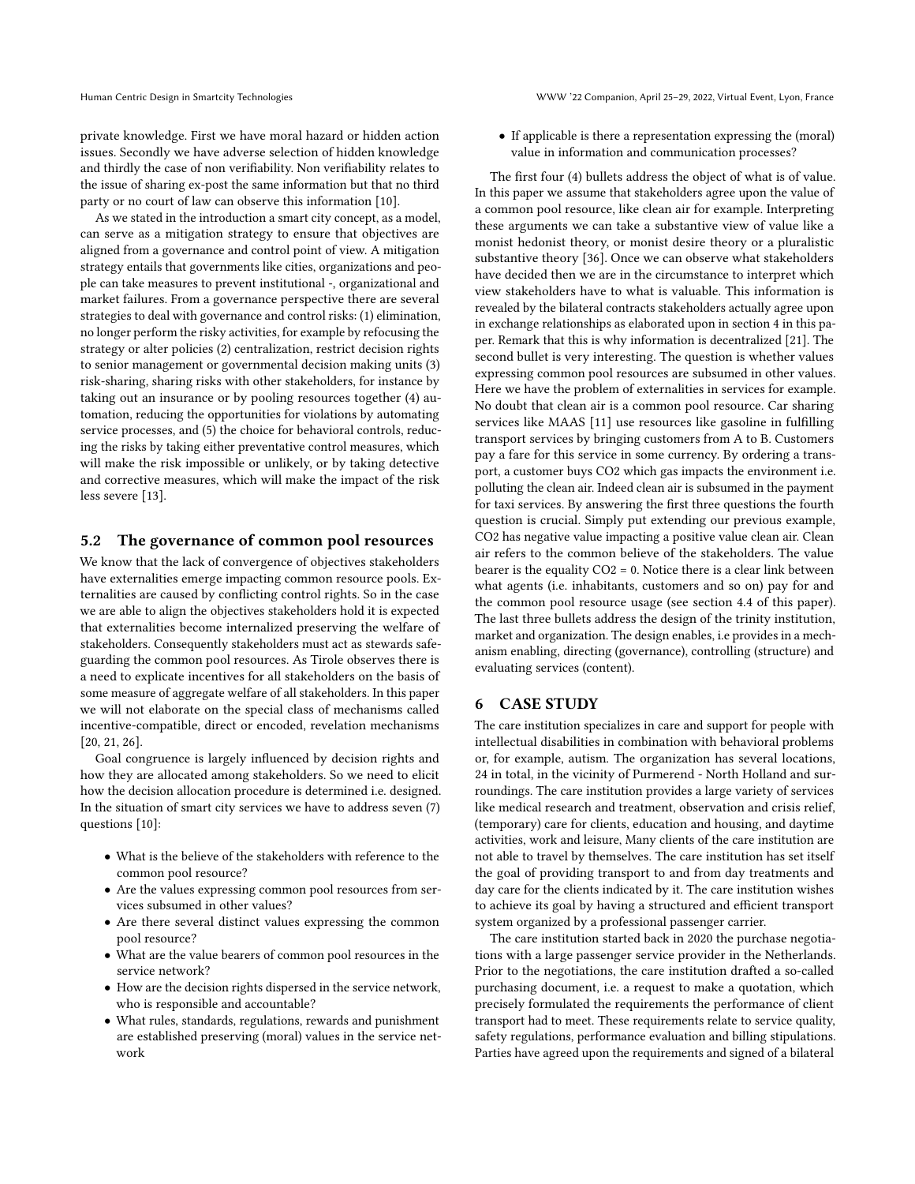private knowledge. First we have moral hazard or hidden action issues. Secondly we have adverse selection of hidden knowledge and thirdly the case of non verifiability. Non verifiability relates to the issue of sharing ex-post the same information but that no third party or no court of law can observe this information [10].

As we stated in the introduction a smart city concept, as a model, can serve as a mitigation strategy to ensure that objectives are aligned from a governance and control point of view. A mitigation strategy entails that governments like cities, organizations and people can take measures to prevent institutional -, organizational and market failures. From a governance perspective there are several strategies to deal with governance and control risks: (1) elimination, no longer perform the risky activities, for example by refocusing the strategy or alter policies (2) centralization, restrict decision rights to senior management or governmental decision making units (3) risk-sharing, sharing risks with other stakeholders, for instance by taking out an insurance or by pooling resources together (4) automation, reducing the opportunities for violations by automating service processes, and (5) the choice for behavioral controls, reducing the risks by taking either preventative control measures, which will make the risk impossible or unlikely, or by taking detective and corrective measures, which will make the impact of the risk less severe [13].

## 5.2 The governance of common pool resources

We know that the lack of convergence of objectives stakeholders have externalities emerge impacting common resource pools. Externalities are caused by conflicting control rights. So in the case we are able to align the objectives stakeholders hold it is expected that externalities become internalized preserving the welfare of stakeholders. Consequently stakeholders must act as stewards safeguarding the common pool resources. As Tirole observes there is a need to explicate incentives for all stakeholders on the basis of some measure of aggregate welfare of all stakeholders. In this paper we will not elaborate on the special class of mechanisms called incentive-compatible, direct or encoded, revelation mechanisms [20, 21, 26].

Goal congruence is largely influenced by decision rights and how they are allocated among stakeholders. So we need to elicit how the decision allocation procedure is determined i.e. designed. In the situation of smart city services we have to address seven (7) questions [10]:

- What is the believe of the stakeholders with reference to the common pool resource?
- Are the values expressing common pool resources from services subsumed in other values?
- Are there several distinct values expressing the common pool resource?
- What are the value bearers of common pool resources in the service network?
- How are the decision rights dispersed in the service network, who is responsible and accountable?
- What rules, standards, regulations, rewards and punishment are established preserving (moral) values in the service network
- If applicable is there a representation expressing the (moral) value in information and communication processes?

The first four (4) bullets address the object of what is of value. In this paper we assume that stakeholders agree upon the value of a common pool resource, like clean air for example. Interpreting these arguments we can take a substantive view of value like a monist hedonist theory, or monist desire theory or a pluralistic substantive theory [36]. Once we can observe what stakeholders have decided then we are in the circumstance to interpret which view stakeholders have to what is valuable. This information is revealed by the bilateral contracts stakeholders actually agree upon in exchange relationships as elaborated upon in section 4 in this paper. Remark that this is why information is decentralized [21]. The second bullet is very interesting. The question is whether values expressing common pool resources are subsumed in other values. Here we have the problem of externalities in services for example. No doubt that clean air is a common pool resource. Car sharing services like MAAS [11] use resources like gasoline in fulfilling transport services by bringing customers from A to B. Customers pay a fare for this service in some currency. By ordering a transport, a customer buys $CO_2$ which gas impacts the environment i.e. polluting the clean air. Indeed clean air is subsumed in the payment for taxi services. By answering the first three questions the fourth question is crucial. Simply put extending our previous example, $CO_2$ has negative value impacting a positive value clean air. Clean air refers to the common believe of the stakeholders. The value bearer is the equality $CO_2 = 0$. Notice there is a clear link between what agents (i.e. inhabitants, customers and so on) pay for and the common pool resource usage (see section 4.4 of this paper). The last three bullets address the design of the trinity institution, market and organization. The design enables, i.e provides in a mechanism enabling, directing (governance), controlling (structure) and evaluating services (content).

# 6 CASE STUDY

The care institution specializes in care and support for people with intellectual disabilities in combination with behavioral problems or, for example, autism. The organization has several locations, 24 in total, in the vicinity of Purmerend - North Holland and surroundings. The care institution provides a large variety of services like medical research and treatment, observation and crisis relief, (temporary) care for clients, education and housing, and daytime activities, work and leisure, Many clients of the care institution are not able to travel by themselves. The care institution has set itself the goal of providing transport to and from day treatments and day care for the clients indicated by it. The care institution wishes to achieve its goal by having a structured and efficient transport system organized by a professional passenger carrier.

The care institution started back in 2020 the purchase negotiations with a large passenger service provider in the Netherlands. Prior to the negotiations, the care institution drafted a so-called purchasing document, i.e. a request to make a quotation, which precisely formulated the requirements the performance of client transport had to meet. These requirements relate to service quality, safety regulations, performance evaluation and billing stipulations. Parties have agreed upon the requirements and signed of a bilateral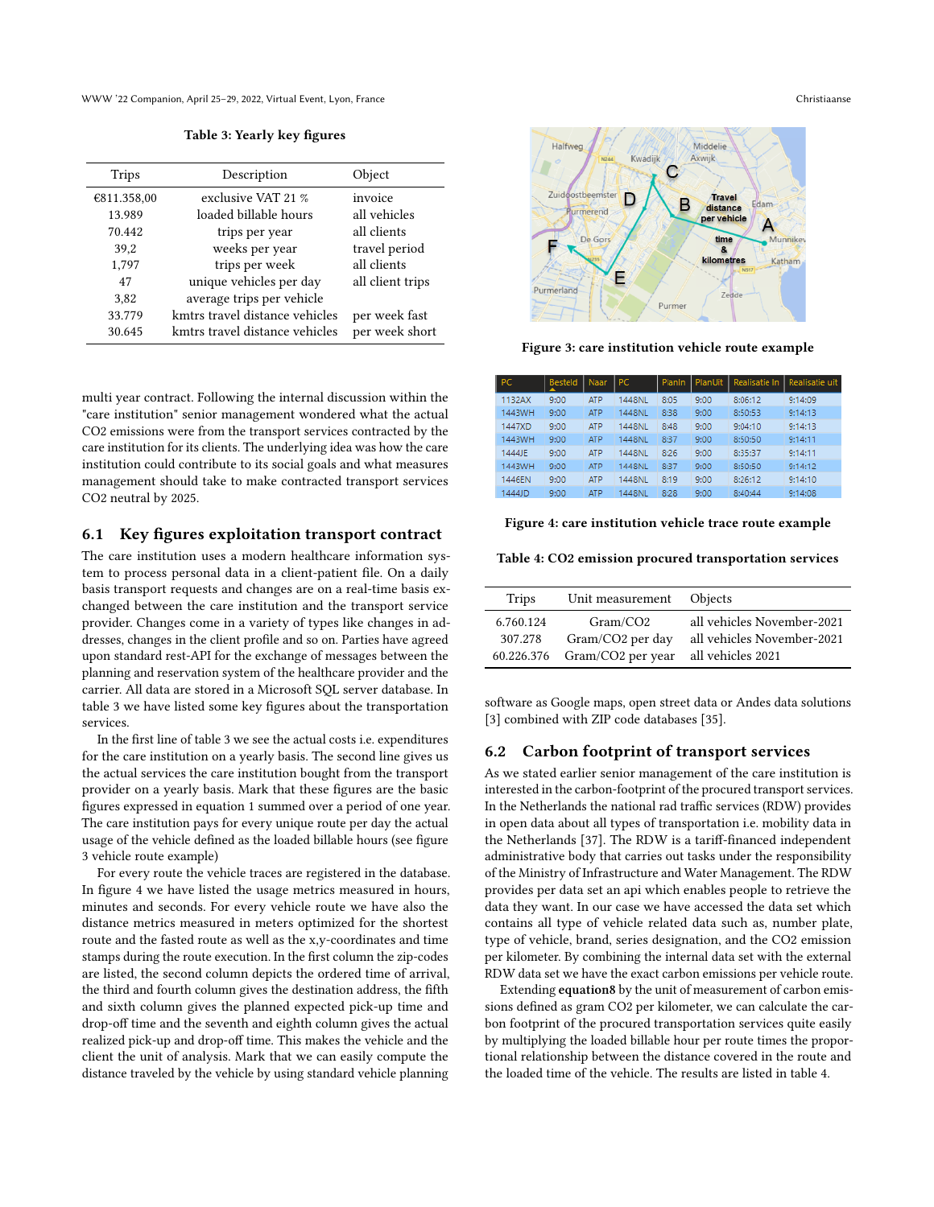**Table 3: Yearly key figures**

| Trips | Description | Object |
|---|---|---|
| €811.358,00 | exclusive VAT 21 % | invoice |
| 13.989 | loaded billable hours | all vehicles |
| 70.442 | trips per year | all clients |
| 39,2 | weeks per year | travel period |
| 1,797 | trips per week | all clients |
| 47 | unique vehicles per day | all client trips |
| 3,82 | average trips per vehicle | |
| 33.779 | kmtrs travel distance vehicles | per week fast |
| 30.645 | kmtrs travel distance vehicles | per week short |

multi year contract. Following the internal discussion within the "care institution" senior management wondered what the actual CO2 emissions were from the transport services contracted by the care institution for its clients. The underlying idea was how the care institution could contribute to its social goals and what measures management should take to make contracted transport services CO2 neutral by 2025.

## 6.1 Key figures exploitation transport contract

The care institution uses a modern healthcare information system to process personal data in a client-patient file. On a daily basis transport requests and changes are on a real-time basis exchanged between the care institution and the transport service provider. Changes come in a variety of types like changes in addresses, changes in the client profile and so on. Parties have agreed upon standard rest-API for the exchange of messages between the planning and reservation system of the healthcare provider and the carrier. All data are stored in a Microsoft SQL server database. In table 3 we have listed some key figures about the transportation services.

In the first line of table 3 we see the actual costs i.e. expenditures for the care institution on a yearly basis. The second line gives us the actual services the care institution bought from the transport provider on a yearly basis. Mark that these figures are the basic figures expressed in equation 1 summed over a period of one year. The care institution pays for every unique route per day the actual usage of the vehicle defined as the loaded billable hours (see figure 3 vehicle route example)

For every route the vehicle traces are registered in the database. In figure 4 we have listed the usage metrics measured in hours, minutes and seconds. For every vehicle route we have also the distance metrics measured in meters optimized for the shortest route and the fasted route as well as the x,y-coordinates and time stamps during the route execution. In the first column the zip-codes are listed, the second column depicts the ordered time of arrival, the third and fourth column gives the destination address, the fifth and sixth column gives the planned expected pick-up time and drop-off time and the seventh and eighth column gives the actual realized pick-up and drop-off time. This makes the vehicle and the client the unit of analysis. Mark that we can easily compute the distance traveled by the vehicle by using standard vehicle planning

Figure 3: care institution vehicle route example

| PC | Besteld | Naar | PC | Planln | PlanUit | Realisatie In | Realisatie uit |
|---|---|---|---|---|---|---|---|
| 1132AX | 9:00 | ATP | 1448NL | 8:05 | 9:00 | 8:06:12 | 9:14:09 |
| 1443WH | 9:00 | ATP | 1448NL | 8:38 | 9:00 | 8:50:53 | 9:14:13 |
| 1447XD | 9:00 | ATP | 1448NL | 8:48 | 9:00 | 9:04:10 | 9:14:13 |
| 1443WH | 9:00 | ATP | 1448NL | 8:37 | 9:00 | 8:50:50 | 9:14:11 |
| 1444JE | 9:00 | ATP | 1448NL | 8:26 | 9:00 | 8:35:37 | 9:14:11 |
| 1443WH | 9:00 | ATP | 1448NL | 8:37 | 9:00 | 8:50:50 | 9:14:12 |
| 1446EN | 9:00 | ATP | 1448NL | 8:19 | 9:00 | 8:26:12 | 9:14:10 |
| 1444JD | 9:00 | ATP | 1448NL | 8:28 | 9:00 | 8:40:44 | 9:14:08 |

Figure 4: care institution vehicle trace route example

**Table 4: CO2 emission procured transportation services**

| Trips | Unit measurement | Objects |
|---|---|---|
| 6.760.124 | Gram/CO2 | all vehicles November-2021 |
| 307.278 | Gram/CO2 per day | all vehicles November-2021 |
| 60.226.376 | Gram/CO2 per year | all vehicles 2021 |

software as Google maps, open street data or Andes data solutions [3] combined with ZIP code databases [35].

## 6.2 Carbon footprint of transport services

As we stated earlier senior management of the care institution is interested in the carbon-footprint of the procured transport services. In the Netherlands the national rad traffic services (RDW) provides in open data about all types of transportation i.e. mobility data in the Netherlands [37]. The RDW is a tariff-financed independent administrative body that carries out tasks under the responsibility of the Ministry of Infrastructure and Water Management. The RDW provides per data set an api which enables people to retrieve the data they want. In our case we have accessed the data set which contains all type of vehicle related data such as, number plate, type of vehicle, brand, series designation, and the CO2 emission per kilometer. By combining the internal data set with the external RDW data set we have the exact carbon emissions per vehicle route.

Extending **equation8** by the unit of measurement of carbon emissions defined as gram CO2 per kilometer, we can calculate the carbon footprint of the procured transportation services quite easily by multiplying the loaded billable hour per route times the proportional relationship between the distance covered in the route and the loaded time of the vehicle. The results are listed in table 4.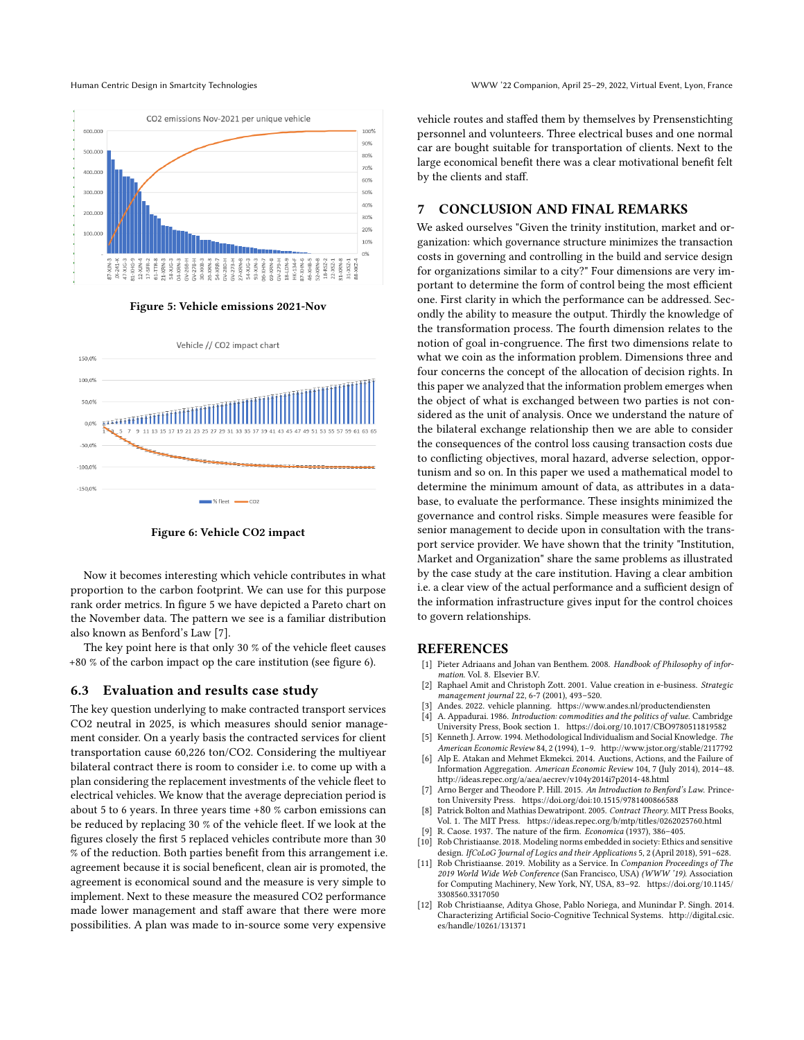Figure 5: Vehicle emissions 2021-Nov

Figure 6: Vehicle CO2 impact

Now it becomes interesting which vehicle contributes in what proportion to the carbon footprint. We can use for this purpose rank order metrics. In figure 5 we have depicted a Pareto chart on the November data. The pattern we see is a familiar distribution also known as Benford's Law [7].

The key point here is that only 30 % of the vehicle fleet causes +80 % of the carbon impact op the care institution (see figure 6).

### 6.3 Evaluation and results case study

The key question underlying to make contracted transport services CO2 neutral in 2025, is which measures should senior management consider. On a yearly basis the contracted services for client transportation cause 60,226 ton/CO2. Considering the multiyear bilateral contract there is room to consider i.e. to come up with a plan considering the replacement investments of the vehicle fleet to electrical vehicles. We know that the average depreciation period is about 5 to 6 years. In three years time +80 % carbon emissions can be reduced by replacing 30 % of the vehicle fleet. If we look at the figures closely the first 5 replaced vehicles contribute more than 30 % of the reduction. Both parties benefit from this arrangement i.e. agreement because it is social beneficent, clean air is promoted, the agreement is economical sound and the measure is very simple to implement. Next to these measure the measured CO2 performance made lower management and staff aware that there were more possibilities. A plan was made to in-source some very expensive vehicle routes and staffed them by themselves by Prensenstichting personnel and volunteers. Three electrical buses and one normal car are bought suitable for transportation of clients. Next to the large economical benefit there was a clear motivational benefit felt by the clients and staff.

## 7 CONCLUSION AND FINAL REMARKS

We asked ourselves "Given the trinity institution, market and organization: which governance structure minimizes the transaction costs in governing and controlling in the build and service design for organizations similar to a city?" Four dimensions are very important to determine the form of control being the most efficient one. First clarity in which the performance can be addressed. Secondly the ability to measure the output. Thirdly the knowledge of the transformation process. The fourth dimension relates to the notion of goal in-congruence. The first two dimensions relate to what we coin as the information problem. Dimensions three and four concerns the concept of the allocation of decision rights. In this paper we analyzed that the information problem emerges when the object of what is exchanged between two parties is not considered as the unit of analysis. Once we understand the nature of the bilateral exchange relationship then we are able to consider the consequences of the control loss causing transaction costs due to conflicting objectives, moral hazard, adverse selection, opportunism and so on. In this paper we used a mathematical model to determine the minimum amount of data, as attributes in a database, to evaluate the performance. These insights minimized the governance and control risks. Simple measures were feasible for senior management to decide upon in consultation with the transport service provider. We have shown that the trinity "Institution, Market and Organization" share the same problems as illustrated by the case study at the care institution. Having a clear ambition i.e. a clear view of the actual performance and a sufficient design of the information infrastructure gives input for the control choices to govern relationships.

## REFERENCES

- [1] Pieter Adriaans and Johan van Benthem. 2008. *Handbook of Philosophy of information*. Vol. 8. Elsevier B.V.
- [2] Raphael Amit and Christoph Zott. 2001. Value creation in e-business. *Strategic management journal* 22, 6-7 (2001), 493–520.
- [3] Andes. 2022. vehicle planning. https://www.andes.nl/productendiensten
- [4] A. Appadurai. 1986. *Introduction: commodities and the politics of value*. Cambridge University Press, Book section 1. https://doi.org/10.1017/CBO9780511819582
- [5] Kenneth J. Arrow. 1994. Methodological Individualism and Social Knowledge. *The American Economic Review* 84, 2 (1994), 1–9. http://www.jstor.org/stable/2117792
- [6] Alp E. Atakan and Mehmet Ekmekci. 2014. Auctions, Actions, and the Failure of Information Aggregation. *American Economic Review* 104, 7 (July 2014), 2014–48. http://ideas.repec.org/a/aea/aecrev/v104y2014i7p2014-48.html
- [7] Arno Berger and Theodore P. Hill. 2015. *An Introduction to Benford's Law*. Princeton University Press. https://doi.org/doi:10.1515/9781400866588
- [8] Patrick Bolton and Mathias Dewatripont. 2005. *Contract Theory*. MIT Press Books, Vol. 1. The MIT Press. https://ideas.repec.org/b/mtp/titles/0262025760.html
- [9] R. Caose. 1937. The nature of the firm. *Economica* (1937), 386–405.
- [10] Rob Christiaanse. 2018. Modeling norms embedded in society: Ethics and sensitive design. *IfCoLoG Journal of Logics and their Applications* 5, 2 (April 2018), 591–628.
- [11] Rob Christiaanse. 2019. Mobility as a Service. In *Companion Proceedings of The 2019 World Wide Web Conference* (San Francisco, USA) *(WWW '19)*. Association for Computing Machinery, New York, NY, USA, 83–92. https://doi.org/10.1145/3308560.3317050
- [12] Rob Christiaanse, Aditya Ghose, Pablo Noriega, and Munindar P. Singh. 2014. Characterizing Artificial Socio-Cognitive Technical Systems. http://digital.csic.es/handle/10261/131371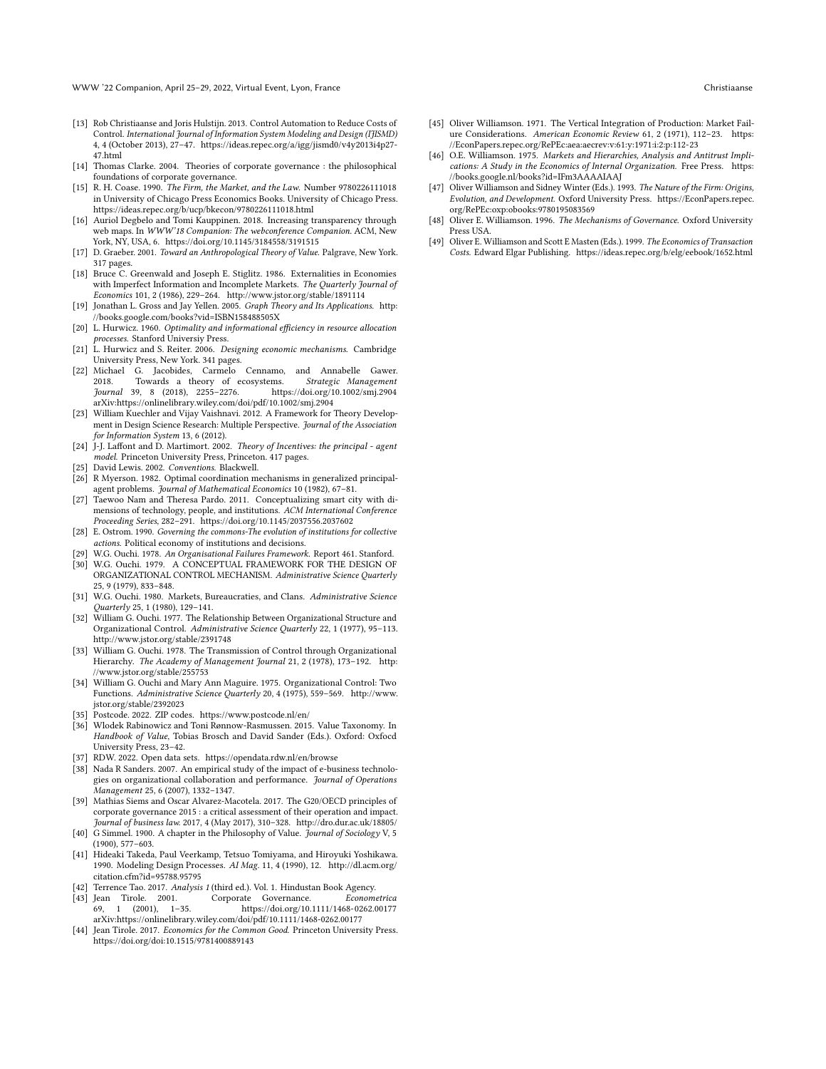- [13] Rob Christiaanse and Joris Hulstijn. 2013. Control Automation to Reduce Costs of Control. *International Journal of Information System Modeling and Design (IJISMD)* 4, 4 (October 2013), 27–47. https://ideas.repec.org/a/igg/jismd0/v4y2013i4p27-47.html
- [14] Thomas Clarke. 2004. Theories of corporate governance : the philosophical foundations of corporate governance.
- [15] R. H. Coase. 1990. *The Firm, the Market, and the Law.* Number 9780226111018 in University of Chicago Press Economics Books. University of Chicago Press. https://ideas.repec.org/b/ucp/bkecon/9780226111018.html
- [16] Auriol Degbelo and Tomi Kauppinen. 2018. Increasing transparency through web maps. In *WWW'18 Companion: The webconference Companion.* ACM, New York, NY, USA, 6. https://doi.org/10.1145/3184558/3191515
- [17] D. Graeber. 2001. *Toward an Anthropological Theory of Value.* Palgrave, New York. 317 pages.
- [18] Bruce C. Greenwald and Joseph E. Stiglitz. 1986. Externalities in Economies with Imperfect Information and Incomplete Markets. *The Quarterly Journal of Economics* 101, 2 (1986), 229–264. http://www.jstor.org/stable/1891114
- [19] Jonathan L. Gross and Jay Yellen. 2005. *Graph Theory and Its Applications.* http://books.google.com/books?vid=ISBN158488505X
- [20] L. Hurwicz. 1960. *Optimality and informational efficiency in resource allocation processes.* Stanford Universiy Press.
- [21] L. Hurwicz and S. Reiter. 2006. *Designing economic mechanisms.* Cambridge University Press, New York. 341 pages.
- [22] Michael G. Jacobides, Carmelo Cennamo, and Annabelle Gawer. 2018. Towards a theory of ecosystems. *Strategic Management Journal* 39, 8 (2018), 2255–2276. https://doi.org/10.1002/smj.2904 arXiv:https://onlinelibrary.wiley.com/doi/pdf/10.1002/smj.2904
- [23] William Kuechler and Vijay Vaishnavi. 2012. A Framework for Theory Development in Design Science Research: Multiple Perspective. *Journal of the Association for Information System* 13, 6 (2012).
- [24] J-J. Laffont and D. Martimort. 2002. *Theory of Incentives: the principal - agent model.* Princeton University Press, Princeton. 417 pages.
- [25] David Lewis. 2002. *Conventions.* Blackwell.
- [26] R Myerson. 1982. Optimal coordination mechanisms in generalized principal-agent problems. *Journal of Mathematical Economics* 10 (1982), 67–81.
- [27] Taewoo Nam and Theresa Pardo. 2011. Conceptualizing smart city with dimensions of technology, people, and institutions. *ACM International Conference Proceeding Series*, 282–291. https://doi.org/10.1145/2037556.2037602
- [28] E. Ostrom. 1990. *Governing the commons-The evolution of institutions for collective actions.* Political economy of institutions and decisions.
- [29] W.G. Ouchi. 1978. *An Organisational Failures Framework.* Report 461. Stanford.
- [30] W.G. Ouchi. 1979. A CONCEPTUAL FRAMEWORK FOR THE DESIGN OF ORGANIZATIONAL CONTROL MECHANISM. *Administrative Science Quarterly* 25, 9 (1979), 833–848.
- [31] W.G. Ouchi. 1980. Markets, Bureaucraties, and Clans. *Administrative Science Quarterly* 25, 1 (1980), 129–141.
- [32] William G. Ouchi. 1977. The Relationship Between Organizational Structure and Organizational Control. *Administrative Science Quarterly* 22, 1 (1977), 95–113. http://www.jstor.org/stable/2391748
- [33] William G. Ouchi. 1978. The Transmission of Control through Organizational Hierarchy. *The Academy of Management Journal* 21, 2 (1978), 173–192. http://www.jstor.org/stable/255753
- [34] William G. Ouchi and Mary Ann Maguire. 1975. Organizational Control: Two Functions. *Administrative Science Quarterly* 20, 4 (1975), 559–569. http://www.jstor.org/stable/2392023
- [35] Postcode. 2022. ZIP codes. https://www.postcode.nl/en/
- [36] Wlodek Rabinowicz and Toni Rønnow-Rasmussen. 2015. Value Taxonomy. In *Handbook of Value*, Tobias Brosch and David Sander (Eds.). Oxford: Oxfocd University Press, 23–42.
- [37] RDW. 2022. Open data sets. https://opendata.rdw.nl/en/browse
- [38] Nada R Sanders. 2007. An empirical study of the impact of e-business technologies on organizational collaboration and performance. *Journal of Operations Management* 25, 6 (2007), 1332–1347.
- [39] Mathias Siems and Oscar Alvarez-Macotela. 2017. The G20/OECD principles of corporate governance 2015 : a critical assessment of their operation and impact. *Journal of business law.* 2017, 4 (May 2017), 310–328. http://dro.dur.ac.uk/18805/
- [40] G Simmel. 1900. A chapter in the Philosophy of Value. *Journal of Sociology* V, 5 (1900), 577–603.
- [41] Hideaki Takeda, Paul Veerkamp, Tetsuo Tomiyama, and Hiroyuki Yoshikawa. 1990. Modeling Design Processes. *AI Mag.* 11, 4 (1990), 12. http://dl.acm.org/citation.cfm?id=95788.95795
- [42] Terrence Tao. 2017. *Analysis 1* (third ed.). Vol. 1. Hindustan Book Agency.
- [43] Jean Tirole. 2001. Corporate Governance. *Econometrica* 69, 1 (2001), 1–35. https://doi.org/10.1111/1468-0262.00177 arXiv:https://onlinelibrary.wiley.com/doi/pdf/10.1111/1468-0262.00177
- [44] Jean Tirole. 2017. *Economics for the Common Good.* Princeton University Press. https://doi.org/doi:10.1515/9781400889143
- [45] Oliver Williamson. 1971. The Vertical Integration of Production: Market Failure Considerations. *American Economic Review* 61, 2 (1971), 112–23. https://EconPapers.repec.org/RePEc:aea:aecrev:v:61:y:1971:i:2:p:112-23
- [46] O.E. Williamson. 1975. *Markets and Hierarchies, Analysis and Antitrust Implications: A Study in the Economics of Internal Organization.* Free Press. https://books.google.nl/books?id=IFm3AAAAIAAJ
- [47] Oliver Williamson and Sidney Winter (Eds.). 1993. *The Nature of the Firm: Origins, Evolution, and Development.* Oxford University Press. https://EconPapers.repec.org/RePEc:oxp:obooks:9780195083569
- [48] Oliver E. Williamson. 1996. *The Mechanisms of Governance.* Oxford University Press USA.
- [49] Oliver E. Williamson and Scott E Masten (Eds.). 1999. *The Economics of Transaction Costs.* Edward Elgar Publishing. https://ideas.repec.org/b/elg/eebook/1652.html